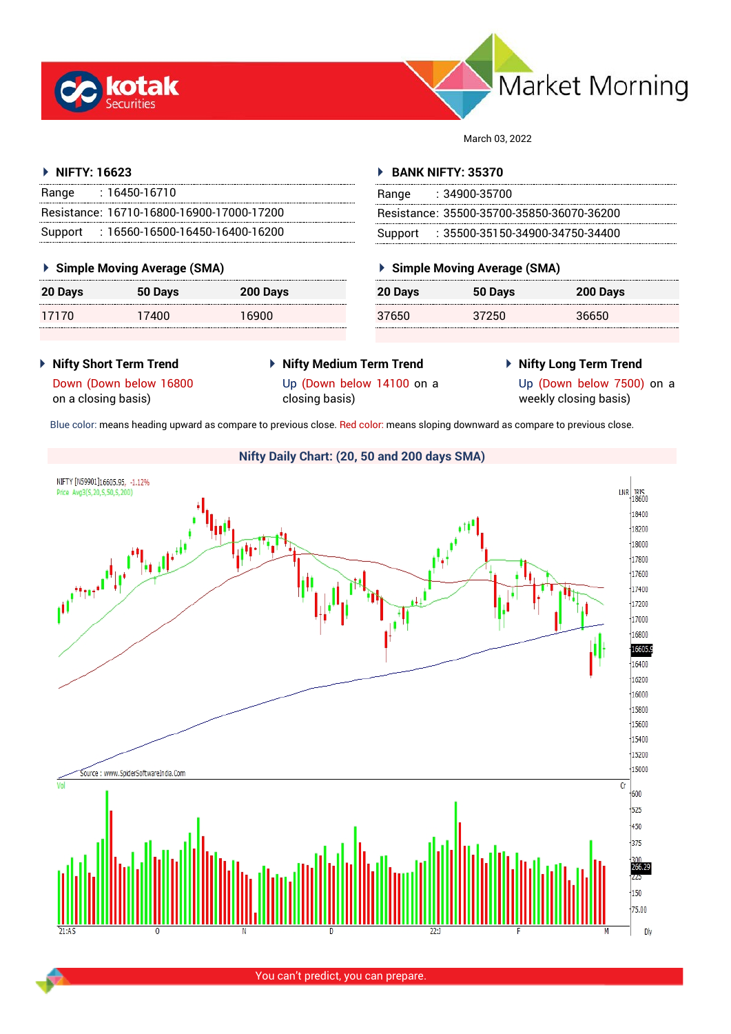# Market Morning

March 03, 2022

## NIFTY: 16623

| | |
|---|---|
| Range | : 16450-16710 |
| Resistance: | 16710-16800-16900-17000-17200 |
| Support | : 16560-16500-16450-16400-16200 |

### Simple Moving Average (SMA)

| 20 Days | 50 Days | 200 Days |
|---|---|---|
| 17170 | 17400 | 16900 |

## BANK NIFTY: 35370

| | |
|---|---|
| Range | : 34900-35700 |
| Resistance: | 35500-35700-35850-36070-36200 |
| Support | : 35500-35150-34900-34750-34400 |

### Simple Moving Average (SMA)

| 20 Days | 50 Days | 200 Days |
|---|---|---|
| 37650 | 37250 | 36650 |

### Nifty Short Term Trend

Down (Down below 16800 on a closing basis)

### Nifty Medium Term Trend

Up (Down below 14100 on a closing basis)

### Nifty Long Term Trend

Up (Down below 7500) on a weekly closing basis)

Blue color: means heading upward as compare to previous close. Red color: means sloping downward as compare to previous close.

### Nifty Daily Chart: (20, 50 and 200 days SMA)

You can't predict, you can prepare.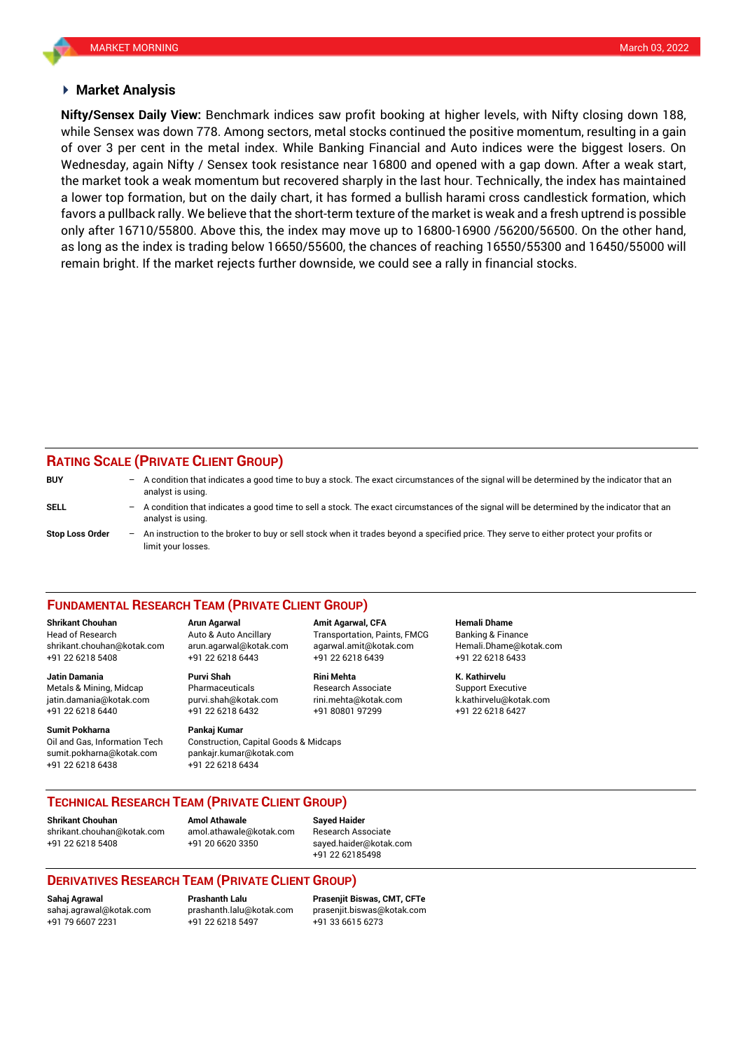## Market Analysis

**Nifty/Sensex Daily View:** Benchmark indices saw profit booking at higher levels, with Nifty closing down 188, while Sensex was down 778. Among sectors, metal stocks continued the positive momentum, resulting in a gain of over 3 per cent in the metal index. While Banking Financial and Auto indices were the biggest losers. On Wednesday, again Nifty / Sensex took resistance near 16800 and opened with a gap down. After a weak start, the market took a weak momentum but recovered sharply in the last hour. Technically, the index has maintained a lower top formation, but on the daily chart, it has formed a bullish harami cross candlestick formation, which favors a pullback rally. We believe that the short-term texture of the market is weak and a fresh uptrend is possible only after 16710/55800. Above this, the index may move up to 16800-16900 /56200/56500. On the other hand, as long as the index is trading below 16650/55600, the chances of reaching 16550/55300 and 16450/55000 will remain bright. If the market rejects further downside, we could see a rally in financial stocks.

## RATING SCALE (PRIVATE CLIENT GROUP)

**BUY** – A condition that indicates a good time to buy a stock. The exact circumstances of the signal will be determined by the indicator that an analyst is using.

**SELL** – A condition that indicates a good time to sell a stock. The exact circumstances of the signal will be determined by the indicator that an analyst is using.

**Stop Loss Order** – An instruction to the broker to buy or sell stock when it trades beyond a specified price. They serve to either protect your profits or limit your losses.

## FUNDAMENTAL RESEARCH TEAM (PRIVATE CLIENT GROUP)

**Shrikant Chouhan**
Head of Research
shrikant.chouhan@kotak.com
+91 22 6218 5408

**Arun Agarwal**
Auto & Auto Ancillary
arun.agarwal@kotak.com
+91 22 6218 6443

**Amit Agarwal, CFA**
Transportation, Paints, FMCG
agarwal.amit@kotak.com
+91 22 6218 6439

**Hemali Dhame**
Banking & Finance
Hemali.Dhame@kotak.com
+91 22 6218 6433

**Jatin Damania**
Metals & Mining, Midcap
jatin.damania@kotak.com
+91 22 6218 6440

**Purvi Shah**
Pharmaceuticals
purvi.shah@kotak.com
+91 22 6218 6432

**Rini Mehta**
Research Associate
rini.mehta@kotak.com
+91 80801 97299

**K. Kathirvelu**
Support Executive
k.kathirvelu@kotak.com
+91 22 6218 6427

**Sumit Pokharna**
Oil and Gas, Information Tech
sumit.pokharna@kotak.com
+91 22 6218 6438

**Pankaj Kumar**
Construction, Capital Goods & Midcaps
pankajr.kumar@kotak.com
+91 22 6218 6434

## TECHNICAL RESEARCH TEAM (PRIVATE CLIENT GROUP)

**Shrikant Chouhan**
shrikant.chouhan@kotak.com
+91 22 6218 5408

**Amol Athawale**
amol.athawale@kotak.com
+91 20 6620 3350

**Sayed Haider**
Research Associate
sayed.haider@kotak.com
+91 22 62185498

## DERIVATIVES RESEARCH TEAM (PRIVATE CLIENT GROUP)

**Sahaj Agrawal**
sahaj.agrawal@kotak.com
+91 79 6607 2231

**Prashanth Lalu**
prashanth.lalu@kotak.com
+91 22 6218 5497

**Prasenjit Biswas, CMT, CFTe**
prasenjit.biswas@kotak.com
+91 33 6615 6273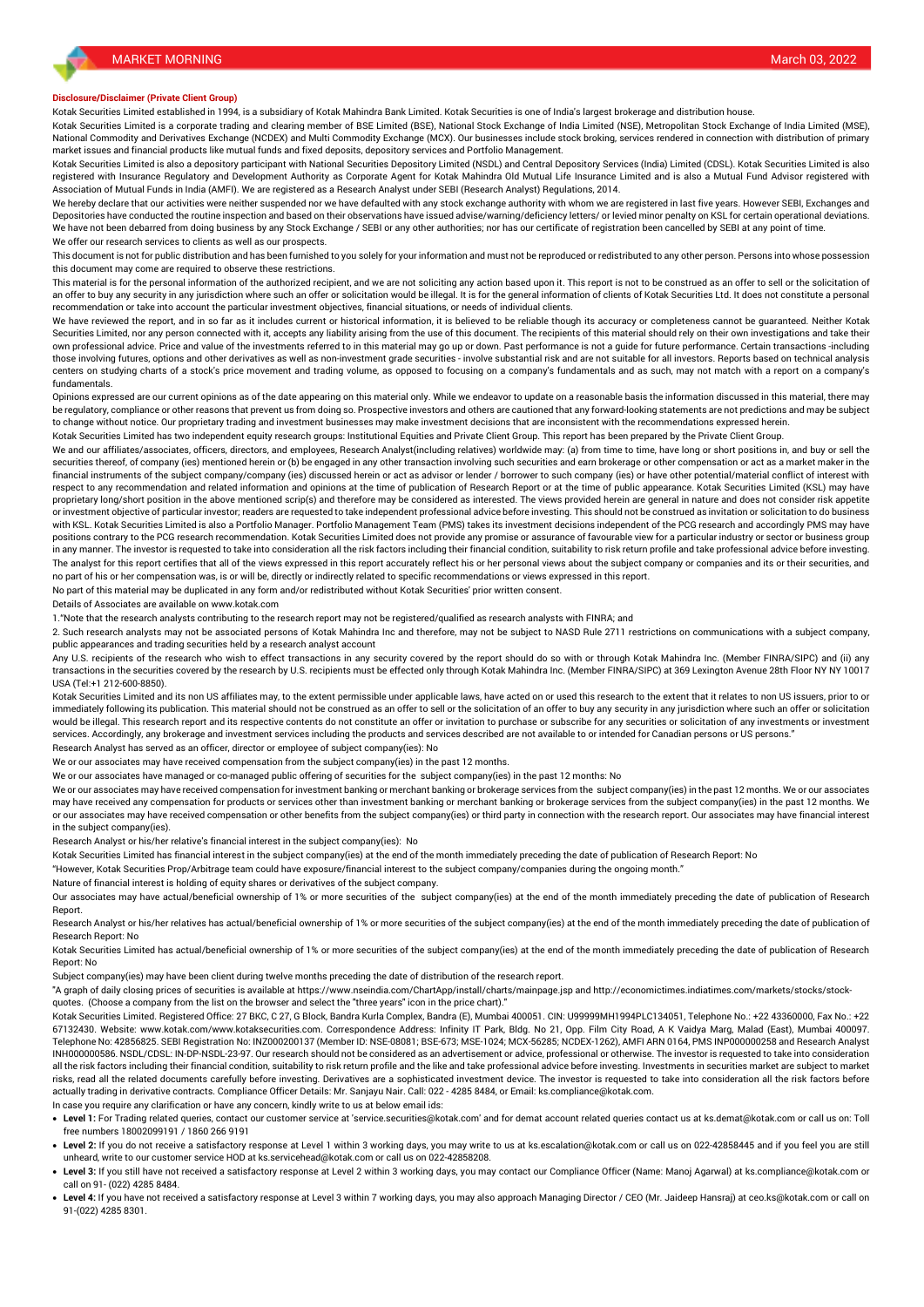**Disclosure/Disclaimer (Private Client Group)**

Kotak Securities Limited established in 1994, is a subsidiary of Kotak Mahindra Bank Limited. Kotak Securities is one of India's largest brokerage and distribution house.

Kotak Securities Limited is a corporate trading and clearing member of BSE Limited (BSE), National Stock Exchange of India Limited (NSE), Metropolitan Stock Exchange of India Limited (MSE), National Commodity and Derivatives Exchange (NCDEX) and Multi Commodity Exchange (MCX). Our businesses include stock broking, services rendered in connection with distribution of primary market issues and financial products like mutual funds and fixed deposits, depository services and Portfolio Management.

Kotak Securities Limited is also a depository participant with National Securities Depository Limited (NSDL) and Central Depository Services (India) Limited (CDSL). Kotak Securities Limited is also registered with Insurance Regulatory and Development Authority as Corporate Agent for Kotak Mahindra Old Mutual Life Insurance Limited and is also a Mutual Fund Advisor registered with Association of Mutual Funds in India (AMFI). We are registered as a Research Analyst under SEBI (Research Analyst) Regulations, 2014.

We hereby declare that our activities were neither suspended nor we have defaulted with any stock exchange authority with whom we are registered in last five years. However SEBI, Exchanges and Depositories have conducted the routine inspection and based on their observations have issued advise/warning/deficiency letters/ or levied minor penalty on KSL for certain operational deviations. We have not been debarred from doing business by any Stock Exchange / SEBI or any other authorities; nor has our certificate of registration been cancelled by SEBI at any point of time.

We offer our research services to clients as well as our prospects.

This document is not for public distribution and has been furnished to you solely for your information and must not be reproduced or redistributed to any other person. Persons into whose possession this document may come are required to observe these restrictions.

This material is for the personal information of the authorized recipient, and we are not soliciting any action based upon it. This report is not to be construed as an offer to sell or the solicitation of an offer to buy any security in any jurisdiction where such an offer or solicitation would be illegal. It is for the general information of clients of Kotak Securities Ltd. It does not constitute a personal recommendation or take into account the particular investment objectives, financial situations, or needs of individual clients.

We have reviewed the report, and in so far as it includes current or historical information, it is believed to be reliable though its accuracy or completeness cannot be guaranteed. Neither Kotak Securities Limited, nor any person connected with it, accepts any liability arising from the use of this document. The recipients of this material should rely on their own investigations and take their own professional advice. Price and value of the investments referred to in this material may go up or down. Past performance is not a guide for future performance. Certain transactions -including those involving futures, options and other derivatives as well as non-investment grade securities - involve substantial risk and are not suitable for all investors. Reports based on technical analysis centers on studying charts of a stock's price movement and trading volume, as opposed to focusing on a company's fundamentals and as such, may not match with a report on a company's fundamentals.

Opinions expressed are our current opinions as of the date appearing on this material only. While we endeavor to update on a reasonable basis the information discussed in this material, there may be regulatory, compliance or other reasons that prevent us from doing so. Prospective investors and others are cautioned that any forward-looking statements are not predictions and may be subject to change without notice. Our proprietary trading and investment businesses may make investment decisions that are inconsistent with the recommendations expressed herein.

Kotak Securities Limited has two independent equity research groups: Institutional Equities and Private Client Group. This report has been prepared by the Private Client Group.

We and our affiliates/associates, officers, directors, and employees, Research Analyst(including relatives) worldwide may: (a) from time to time, have long or short positions in, and buy or sell the securities thereof, of company (ies) mentioned herein or (b) be engaged in any other transaction involving such securities and earn brokerage or other compensation or act as a market maker in the financial instruments of the subject company/company (ies) discussed herein or act as advisor or lender / borrower to such company (ies) or have other potential/material conflict of interest with respect to any recommendation and related information and opinions at the time of publication of Research Report or at the time of public appearance. Kotak Securities Limited (KSL) may have proprietary long/short position in the above mentioned scrip(s) and therefore may be considered as interested. The views provided herein are general in nature and does not consider risk appetite or investment objective of particular investor; readers are requested to take independent professional advice before investing. This should not be construed as invitation or solicitation to do business with KSL. Kotak Securities Limited is also a Portfolio Manager. Portfolio Management Team (PMS) takes its investment decisions independent of the PCG research and accordingly PMS may have positions contrary to the PCG research recommendation. Kotak Securities Limited does not provide any promise or assurance of favourable view for a particular industry or sector or business group in any manner. The investor is requested to take into consideration all the risk factors including their financial condition, suitability to risk return profile and take professional advice before investing.

The analyst for this report certifies that all of the views expressed in this report accurately reflect his or her personal views about the subject company or companies and its or their securities, and no part of his or her compensation was, is or will be, directly or indirectly related to specific recommendations or views expressed in this report.

No part of this material may be duplicated in any form and/or redistributed without Kotak Securities' prior written consent.

Details of Associates are available on www.kotak.com

1."Note that the research analysts contributing to the research report may not be registered/qualified as research analysts with FINRA; and

2. Such research analysts may not be associated persons of Kotak Mahindra Inc and therefore, may not be subject to NASD Rule 2711 restrictions on communications with a subject company, public appearances and trading securities held by a research analyst account

Any U.S. recipients of the research who wish to effect transactions in any security covered by the report should do so with or through Kotak Mahindra Inc. (Member FINRA/SIPC) and (ii) any transactions in the securities covered by the research by U.S. recipients must be effected only through Kotak Mahindra Inc. (Member FINRA/SIPC) at 369 Lexington Avenue 28th Floor NY NY 10017 USA (Tel:+1 212-600-8850).

Kotak Securities Limited and its non US affiliates may, to the extent permissible under applicable laws, have acted on or used this research to the extent that it relates to non US issuers, prior to or immediately following its publication. This material should not be construed as an offer to sell or the solicitation of an offer to buy any security in any jurisdiction where such an offer or solicitation would be illegal. This research report and its respective contents do not constitute an offer or invitation to purchase or subscribe for any securities or solicitation of any investments or investment services. Accordingly, any brokerage and investment services including the products and services described are not available to or intended for Canadian persons or US persons."

Research Analyst has served as an officer, director or employee of subject company(ies): No

We or our associates may have received compensation from the subject company(ies) in the past 12 months.

We or our associates have managed or co-managed public offering of securities for the subject company(ies) in the past 12 months: No

We or our associates may have received compensation for investment banking or merchant banking or brokerage services from the subject company(ies) in the past 12 months. We or our associates may have received any compensation for products or services other than investment banking or merchant banking or brokerage services from the subject company(ies) in the past 12 months. We or our associates may have received compensation or other benefits from the subject company(ies) or third party in connection with the research report. Our associates may have financial interest in the subject company(ies).

Research Analyst or his/her relative's financial interest in the subject company(ies): No

Kotak Securities Limited has financial interest in the subject company(ies) at the end of the month immediately preceding the date of publication of Research Report: No

"However, Kotak Securities Prop/Arbitrage team could have exposure/financial interest to the subject company/companies during the ongoing month."

Nature of financial interest is holding of equity shares or derivatives of the subject company.

Our associates may have actual/beneficial ownership of 1% or more securities of the subject company(ies) at the end of the month immediately preceding the date of publication of Research Report.

Research Analyst or his/her relatives has actual/beneficial ownership of 1% or more securities of the subject company(ies) at the end of the month immediately preceding the date of publication of Research Report: No

Kotak Securities Limited has actual/beneficial ownership of 1% or more securities of the subject company(ies) at the end of the month immediately preceding the date of publication of Research Report: No

Subject company(ies) may have been client during twelve months preceding the date of distribution of the research report.

"A graph of daily closing prices of securities is available at https://www.nseindia.com/ChartApp/install/charts/mainpage.jsp and http://economictimes.indiatimes.com/markets/stocks/stock-quotes. (Choose a company from the list on the browser and select the "three years" icon in the price chart)."

Kotak Securities Limited. Registered Office: 27 BKC, C 27, G Block, Bandra Kurla Complex, Bandra (E), Mumbai 400051. CIN: U99999MH1994PLC134051, Telephone No.: +22 43360000, Fax No.: +22 67132430. Website: www.kotak.com/www.kotaksecurities.com. Correspondence Address: Infinity IT Park, Bldg. No 21, Opp. Film City Road, A K Vaidya Marg, Malad (East), Mumbai 400097. Telephone No: 42856825. SEBI Registration No: INZ000200137 (Member ID: NSE-08081; BSE-673; MSE-1024; MCX-56285; NCDEX-1262), AMFI ARN 0164, PMS INP000000258 and Research Analyst INH000000586. NSDL/CDSL: IN-DP-NSDL-23-97. Our research should not be considered as an advertisement or advice, professional or otherwise. The investor is requested to take into consideration all the risk factors including their financial condition, suitability to risk return profile and the like and take professional advice before investing. Investments in securities market are subject to market risks, read all the related documents carefully before investing. Derivatives are a sophisticated investment device. The investor is requested to take into consideration all the risk factors before actually trading in derivative contracts. Compliance Officer Details: Mr. Sanjayu Nair. Call: 022 - 4285 8484, or Email: ks.compliance@kotak.com.

In case you require any clarification or have any concern, kindly write to us at below email ids:

- **Level 1:** For Trading related queries, contact our customer service at 'service.securities@kotak.com' and for demat account related queries contact us at ks.demat@kotak.com or call us on: Toll free numbers 18002099191 / 1860 266 9191
- **Level 2:** If you do not receive a satisfactory response at Level 1 within 3 working days, you may write to us at ks.escalation@kotak.com or call us on 022-42858445 and if you feel you are still unheard, write to our customer service HOD at ks.servicehead@kotak.com or call us on 022-42858208.
- **Level 3:** If you still have not received a satisfactory response at Level 2 within 3 working days, you may contact our Compliance Officer (Name: Manoj Agarwal) at ks.compliance@kotak.com or call on 91- (022) 4285 8484.
- **Level 4:** If you have not received a satisfactory response at Level 3 within 7 working days, you may also approach Managing Director / CEO (Mr. Jaideep Hansraj) at ceo.ks@kotak.com or call on 91-(022) 4285 8301.